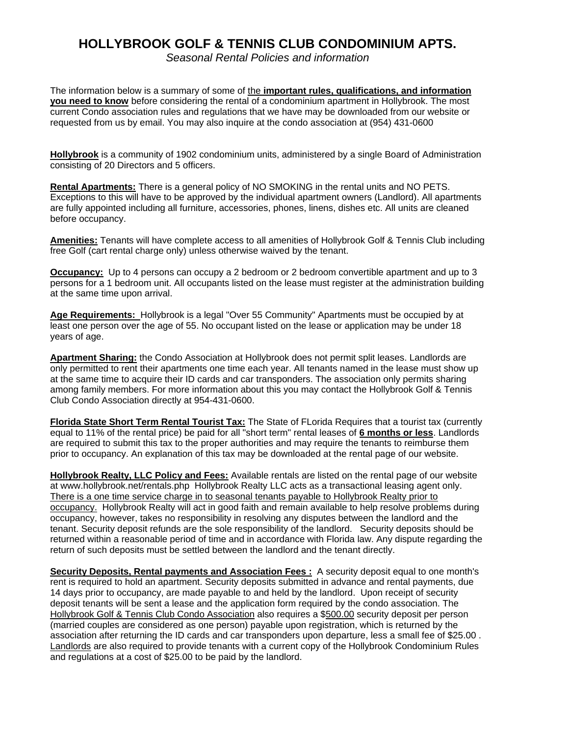# HOLLYBROOK GOLF & TENNIS CLUB CONDOMINIUM APTS.

*Seasonal Rental Policies and information*

The information below is a summary of some of the **important rules, qualifications, and information you need to know** before considering the rental of a condominium apartment in Hollybrook. The most current Condo association rules and regulations that we have may be downloaded from our website or requested from us by email. You may also inquire at the condo association at (954) 431-0600

**Hollybrook** is a community of 1902 condominium units, administered by a single Board of Administration consisting of 20 Directors and 5 officers.

**Rental Apartments:** There is a general policy of NO SMOKING in the rental units and NO PETS. Exceptions to this will have to be approved by the individual apartment owners (Landlord). All apartments are fully appointed including all furniture, accessories, phones, linens, dishes etc. All units are cleaned before occupancy.

**Amenities:** Tenants will have complete access to all amenities of Hollybrook Golf & Tennis Club including free Golf (cart rental charge only) unless otherwise waived by the tenant.

**Occupancy:** Up to 4 persons can occupy a 2 bedroom or 2 bedroom convertible apartment and up to 3 persons for a 1 bedroom unit. All occupants listed on the lease must register at the administration building at the same time upon arrival.

**Age Requirements:** Hollybrook is a legal "Over 55 Community" Apartments must be occupied by at least one person over the age of 55. No occupant listed on the lease or application may be under 18 years of age.

**Apartment Sharing:** the Condo Association at Hollybrook does not permit split leases. Landlords are only permitted to rent their apartments one time each year. All tenants named in the lease must show up at the same time to acquire their ID cards and car transponders. The association only permits sharing among family members. For more information about this you may contact the Hollybrook Golf & Tennis Club Condo Association directly at 954-431-0600.

**Florida State Short Term Rental Tourist Tax:** The State of FLorida Requires that a tourist tax (currently equal to 11% of the rental price) be paid for all "short term" rental leases of **6 months or less**. Landlords are required to submit this tax to the proper authorities and may require the tenants to reimburse them prior to occupancy. An explanation of this tax may be downloaded at the rental page of our website.

**Hollybrook Realty, LLC Policy and Fees:** Available rentals are listed on the rental page of our website at www.hollybrook.net/rentals.php Hollybrook Realty LLC acts as a transactional leasing agent only. There is a one time service charge in to seasonal tenants payable to Hollybrook Realty prior to occupancy. Hollybrook Realty will act in good faith and remain available to help resolve problems during occupancy, however, takes no responsibility in resolving any disputes between the landlord and the tenant. Security deposit refunds are the sole responsibility of the landlord. Security deposits should be returned within a reasonable period of time and in accordance with Florida law. Any dispute regarding the return of such deposits must be settled between the landlord and the tenant directly.

**Security Deposits, Rental payments and Association Fees :** A security deposit equal to one month's rent is required to hold an apartment. Security deposits submitted in advance and rental payments, due 14 days prior to occupancy, are made payable to and held by the landlord. Upon receipt of security deposit tenants will be sent a lease and the application form required by the condo association. The Hollybrook Golf & Tennis Club Condo Association also requires a $500.00 security deposit per person (married couples are considered as one person) payable upon registration, which is returned by the association after returning the ID cards and car transponders upon departure, less a small fee of $25.00 . Landlords are also required to provide tenants with a current copy of the Hollybrook Condominium Rules and regulations at a cost of $25.00 to be paid by the landlord.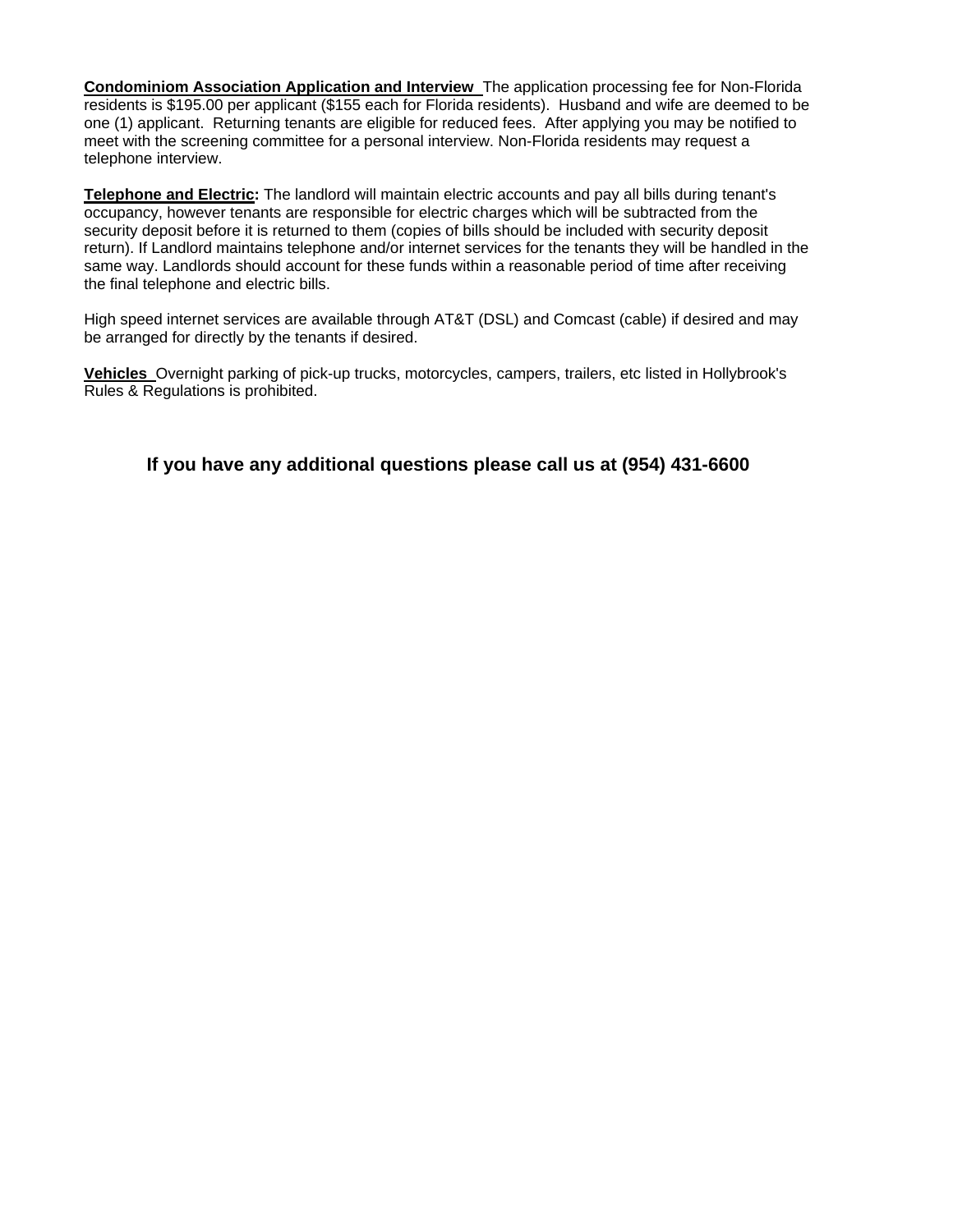**Condominiom Association Application and Interview** The application processing fee for Non-Florida residents is $195.00 per applicant ($155 each for Florida residents). Husband and wife are deemed to be one (1) applicant. Returning tenants are eligible for reduced fees. After applying you may be notified to meet with the screening committee for a personal interview. Non-Florida residents may request a telephone interview.

**Telephone and Electric:** The landlord will maintain electric accounts and pay all bills during tenant's occupancy, however tenants are responsible for electric charges which will be subtracted from the security deposit before it is returned to them (copies of bills should be included with security deposit return). If Landlord maintains telephone and/or internet services for the tenants they will be handled in the same way. Landlords should account for these funds within a reasonable period of time after receiving the final telephone and electric bills.

High speed internet services are available through AT&T (DSL) and Comcast (cable) if desired and may be arranged for directly by the tenants if desired.

**Vehicles** Overnight parking of pick-up trucks, motorcycles, campers, trailers, etc listed in Hollybrook's Rules & Regulations is prohibited.

**If you have any additional questions please call us at (954) 431-6600**